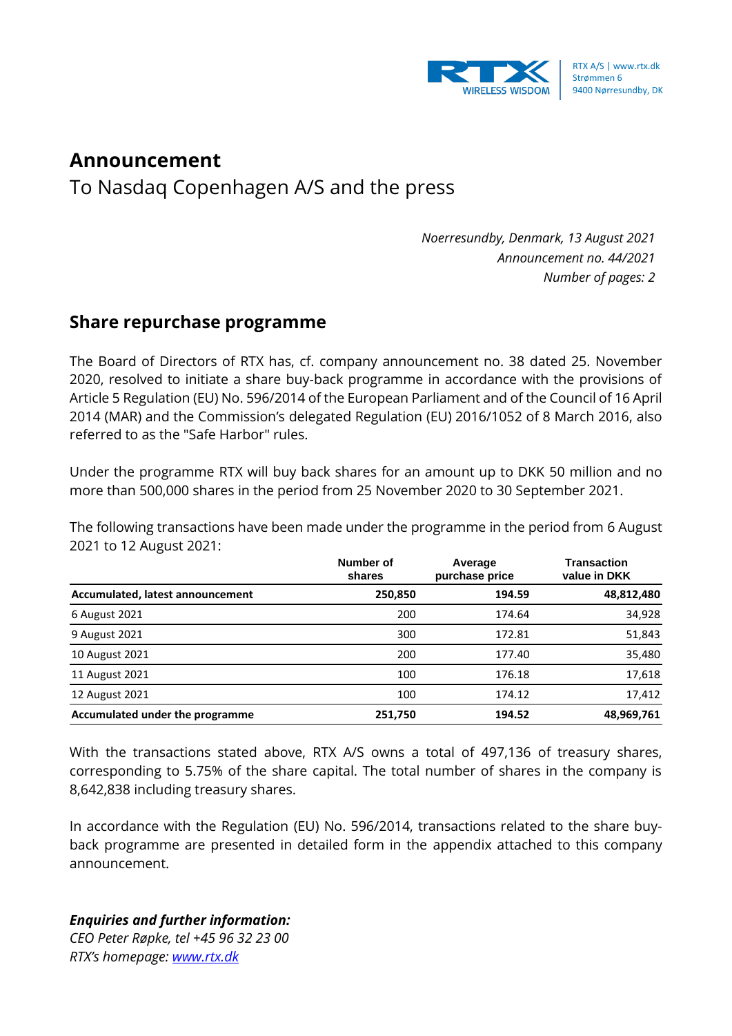RTX A/S | www.rtx.dk
Strømmen 6
9400 Nørresundby, DK

# Announcement

To Nasdaq Copenhagen A/S and the press

*Noerresundby, Denmark, 13 August 2021*
*Announcement no. 44/2021*
*Number of pages: 2*

## Share repurchase programme

The Board of Directors of RTX has, cf. company announcement no. 38 dated 25. November 2020, resolved to initiate a share buy-back programme in accordance with the provisions of Article 5 Regulation (EU) No. 596/2014 of the European Parliament and of the Council of 16 April 2014 (MAR) and the Commission's delegated Regulation (EU) 2016/1052 of 8 March 2016, also referred to as the "Safe Harbor" rules.

Under the programme RTX will buy back shares for an amount up to DKK 50 million and no more than 500,000 shares in the period from 25 November 2020 to 30 September 2021.

The following transactions have been made under the programme in the period from 6 August 2021 to 12 August 2021:

| | Number of shares | Average purchase price | Transaction value in DKK |
|---|---|---|---|
| **Accumulated, latest announcement** | **250,850** | **194.59** | **48,812,480** |
| 6 August 2021 | 200 | 174.64 | 34,928 |
| 9 August 2021 | 300 | 172.81 | 51,843 |
| 10 August 2021 | 200 | 177.40 | 35,480 |
| 11 August 2021 | 100 | 176.18 | 17,618 |
| 12 August 2021 | 100 | 174.12 | 17,412 |
| **Accumulated under the programme** | **251,750** | **194.52** | **48,969,761** |

With the transactions stated above, RTX A/S owns a total of 497,136 of treasury shares, corresponding to 5.75% of the share capital. The total number of shares in the company is 8,642,838 including treasury shares.

In accordance with the Regulation (EU) No. 596/2014, transactions related to the share buy-back programme are presented in detailed form in the appendix attached to this company announcement.

***Enquiries and further information:***
*CEO Peter Røpke, tel +45 96 32 23 00*
*RTX's homepage: www.rtx.dk*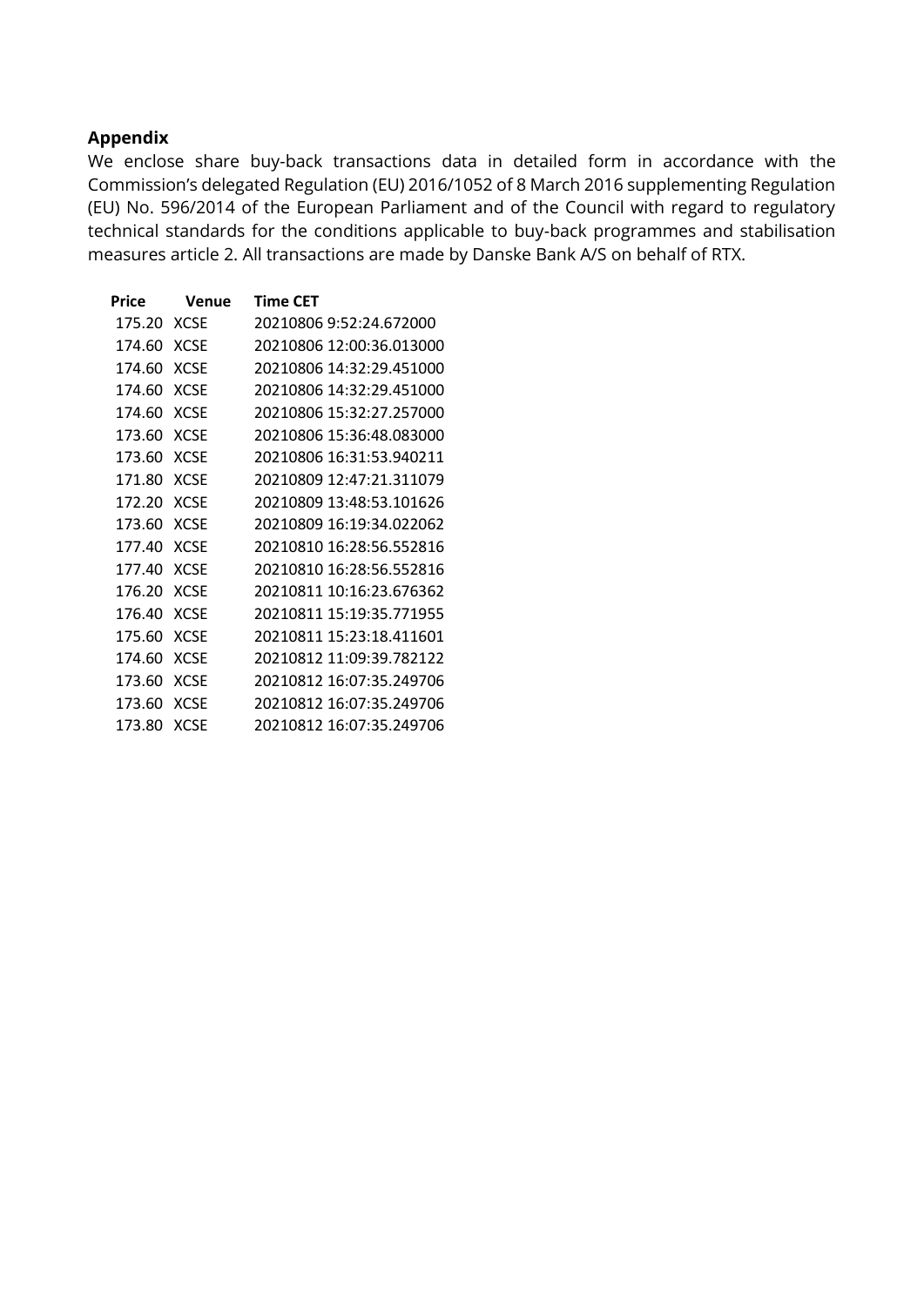**Appendix**

We enclose share buy-back transactions data in detailed form in accordance with the Commission's delegated Regulation (EU) 2016/1052 of 8 March 2016 supplementing Regulation (EU) No. 596/2014 of the European Parliament and of the Council with regard to regulatory technical standards for the conditions applicable to buy-back programmes and stabilisation measures article 2. All transactions are made by Danske Bank A/S on behalf of RTX.

| Price | Venue | Time CET |
|---|---|---|
| 175.20 | XCSE | 20210806 9:52:24.672000 |
| 174.60 | XCSE | 20210806 12:00:36.013000 |
| 174.60 | XCSE | 20210806 14:32:29.451000 |
| 174.60 | XCSE | 20210806 14:32:29.451000 |
| 174.60 | XCSE | 20210806 15:32:27.257000 |
| 173.60 | XCSE | 20210806 15:36:48.083000 |
| 173.60 | XCSE | 20210806 16:31:53.940211 |
| 171.80 | XCSE | 20210809 12:47:21.311079 |
| 172.20 | XCSE | 20210809 13:48:53.101626 |
| 173.60 | XCSE | 20210809 16:19:34.022062 |
| 177.40 | XCSE | 20210810 16:28:56.552816 |
| 177.40 | XCSE | 20210810 16:28:56.552816 |
| 176.20 | XCSE | 20210811 10:16:23.676362 |
| 176.40 | XCSE | 20210811 15:19:35.771955 |
| 175.60 | XCSE | 20210811 15:23:18.411601 |
| 174.60 | XCSE | 20210812 11:09:39.782122 |
| 173.60 | XCSE | 20210812 16:07:35.249706 |
| 173.60 | XCSE | 20210812 16:07:35.249706 |
| 173.80 | XCSE | 20210812 16:07:35.249706 |